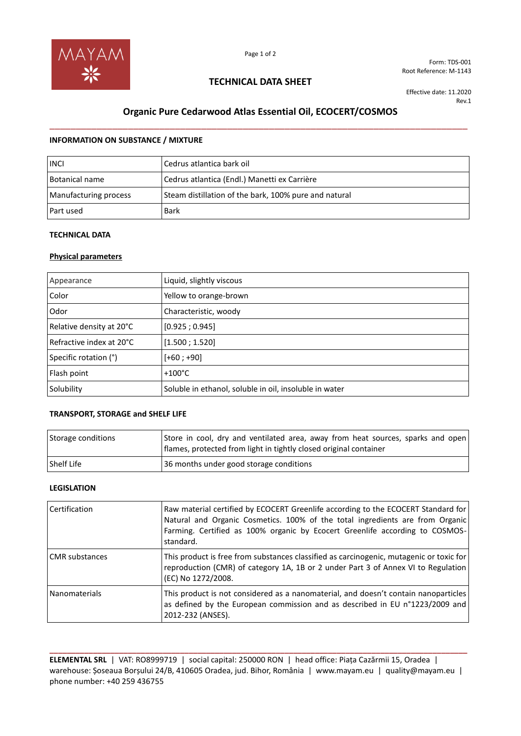Form: TDS-001
Root Reference: M-1143

# TECHNICAL DATA SHEET

Effective date: 11.2020
Rev.1

## Organic Pure Cedarwood Atlas Essential Oil, ECOCERT/COSMOS

### INFORMATION ON SUBSTANCE / MIXTURE

| | |
|---|---|
| INCI | Cedrus atlantica bark oil |
| Botanical name | Cedrus atlantica (Endl.) Manetti ex Carrière |
| Manufacturing process | Steam distillation of the bark, 100% pure and natural |
| Part used | Bark |

### TECHNICAL DATA

**Physical parameters**

| | |
|---|---|
| Appearance | Liquid, slightly viscous |
| Color | Yellow to orange-brown |
| Odor | Characteristic, woody |
| Relative density at 20°C | [0.925 ; 0.945] |
| Refractive index at 20°C | [1.500 ; 1.520] |
| Specific rotation (°) | [+60 ; +90] |
| Flash point | +100°C |
| Solubility | Soluble in ethanol, soluble in oil, insoluble in water |

### TRANSPORT, STORAGE and SHELF LIFE

| | |
|---|---|
| Storage conditions | Store in cool, dry and ventilated area, away from heat sources, sparks and open flames, protected from light in tightly closed original container |
| Shelf Life | 36 months under good storage conditions |

### LEGISLATION

| | |
|---|---|
| Certification | Raw material certified by ECOCERT Greenlife according to the ECOCERT Standard for Natural and Organic Cosmetics. 100% of the total ingredients are from Organic Farming. Certified as 100% organic by Ecocert Greenlife according to COSMOS-standard. |
| CMR substances | This product is free from substances classified as carcinogenic, mutagenic or toxic for reproduction (CMR) of category 1A, 1B or 2 under Part 3 of Annex VI to Regulation (EC) No 1272/2008. |
| Nanomaterials | This product is not considered as a nanomaterial, and doesn't contain nanoparticles as defined by the European commission and as described in EU n°1223/2009 and 2012-232 (ANSES). |

**ELEMENTAL SRL** | VAT: RO8999719 | social capital: 250000 RON | head office: Piața Cazărmii 15, Oradea | warehouse: Șoseaua Borșului 24/B, 410605 Oradea, jud. Bihor, România | www.mayam.eu | quality@mayam.eu | phone number: +40 259 436755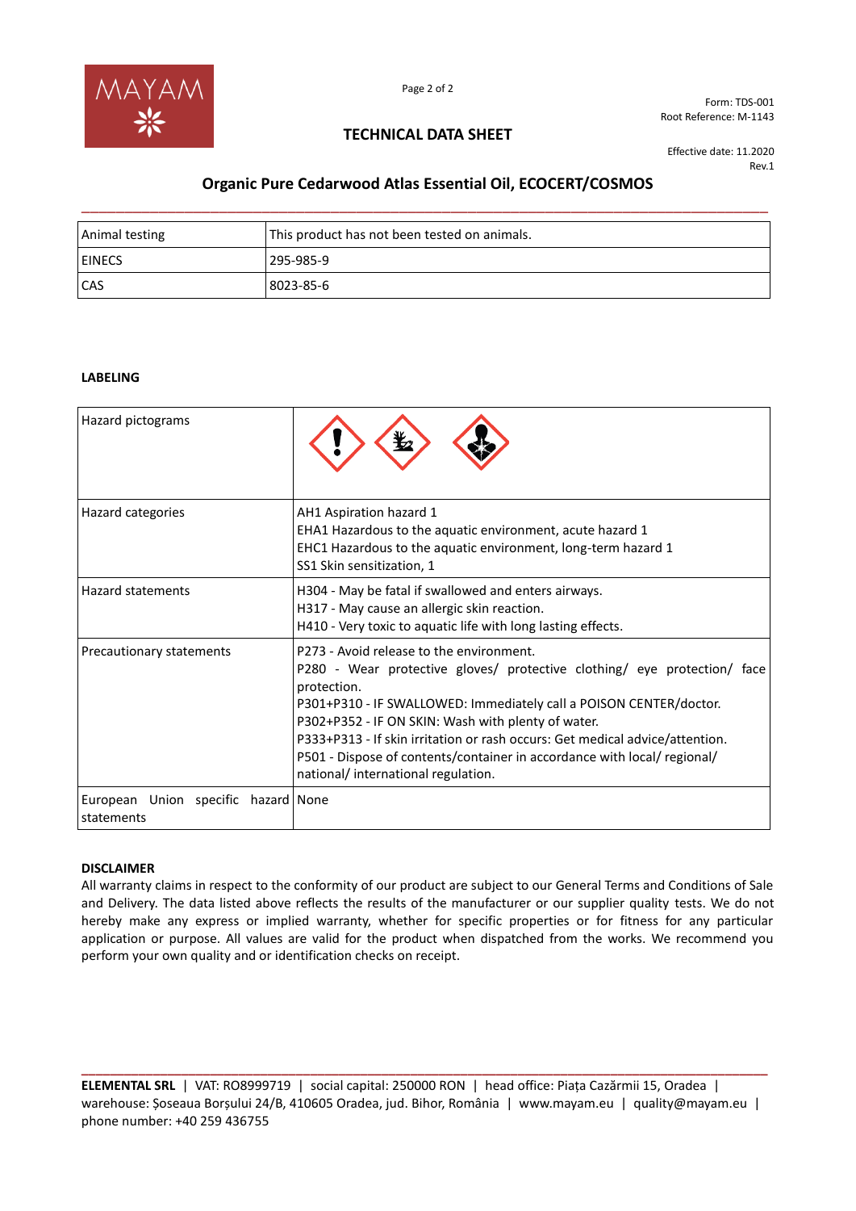# TECHNICAL DATA SHEET

Form: TDS-001
Root Reference: M-1143

Effective date: 11.2020
Rev.1

## Organic Pure Cedarwood Atlas Essential Oil, ECOCERT/COSMOS

| | |
|---|---|
| Animal testing | This product has not been tested on animals. |
| EINECS | 295-985-9 |
| CAS | 8023-85-6 |

**LABELING**

| | |
|---|---|
| Hazard pictograms | |
| Hazard categories | AH1 Aspiration hazard 1<br>EHA1 Hazardous to the aquatic environment, acute hazard 1<br>EHC1 Hazardous to the aquatic environment, long-term hazard 1<br>SS1 Skin sensitization, 1 |
| Hazard statements | H304 - May be fatal if swallowed and enters airways.<br>H317 - May cause an allergic skin reaction.<br>H410 - Very toxic to aquatic life with long lasting effects. |
| Precautionary statements | P273 - Avoid release to the environment.<br>P280 - Wear protective gloves/ protective clothing/ eye protection/ face protection.<br>P301+P310 - IF SWALLOWED: Immediately call a POISON CENTER/doctor.<br>P302+P352 - IF ON SKIN: Wash with plenty of water.<br>P333+P313 - If skin irritation or rash occurs: Get medical advice/attention.<br>P501 - Dispose of contents/container in accordance with local/ regional/ national/ international regulation. |
| European Union specific hazard statements | None |

**DISCLAIMER**

All warranty claims in respect to the conformity of our product are subject to our General Terms and Conditions of Sale and Delivery. The data listed above reflects the results of the manufacturer or our supplier quality tests. We do not hereby make any express or implied warranty, whether for specific properties or for fitness for any particular application or purpose. All values are valid for the product when dispatched from the works. We recommend you perform your own quality and or identification checks on receipt.

**ELEMENTAL SRL** | VAT: RO8999719 | social capital: 250000 RON | head office: Piața Cazărmii 15, Oradea | warehouse: Șoseaua Borșului 24/B, 410605 Oradea, jud. Bihor, România | www.mayam.eu | quality@mayam.eu | phone number: +40 259 436755